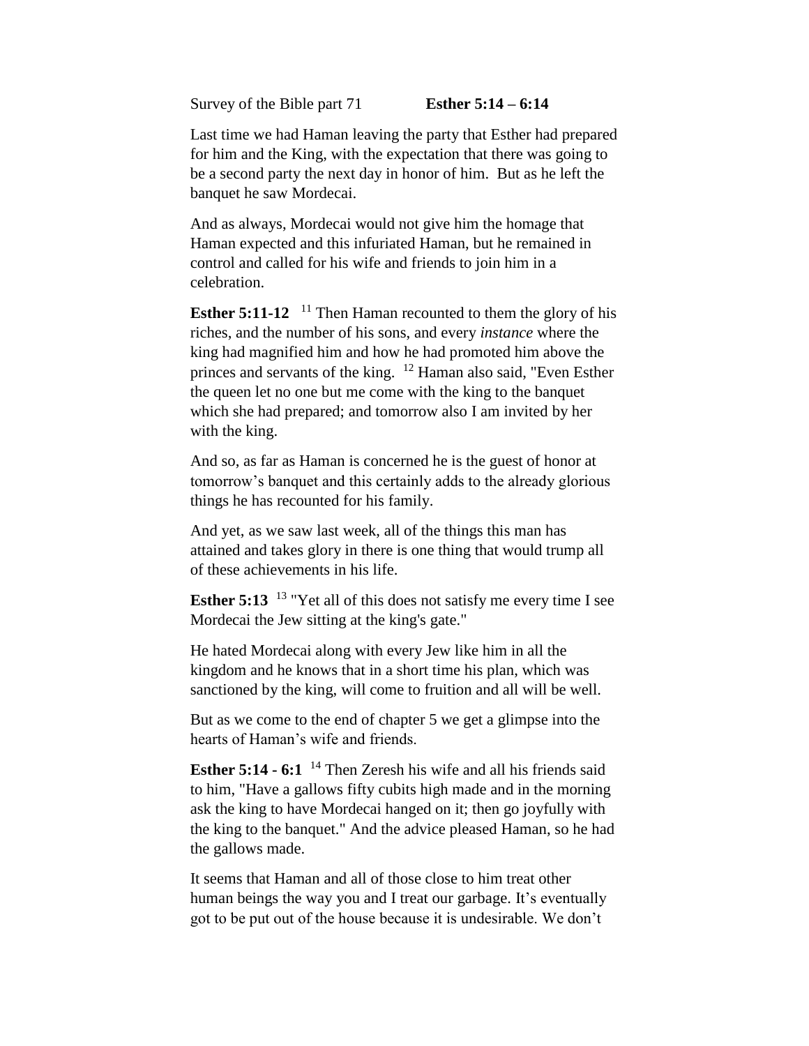Survey of the Bible part 71 **Esther 5:14 – 6:14**

Last time we had Haman leaving the party that Esther had prepared for him and the King, with the expectation that there was going to be a second party the next day in honor of him. But as he left the banquet he saw Mordecai.

And as always, Mordecai would not give him the homage that Haman expected and this infuriated Haman, but he remained in control and called for his wife and friends to join him in a celebration.

**Esther 5:11-12** [11] Then Haman recounted to them the glory of his riches, and the number of his sons, and every *instance* where the king had magnified him and how he had promoted him above the princes and servants of the king. [12] Haman also said, "Even Esther the queen let no one but me come with the king to the banquet which she had prepared; and tomorrow also I am invited by her with the king.

And so, as far as Haman is concerned he is the guest of honor at tomorrow's banquet and this certainly adds to the already glorious things he has recounted for his family.

And yet, as we saw last week, all of the things this man has attained and takes glory in there is one thing that would trump all of these achievements in his life.

**Esther 5:13** [13] "Yet all of this does not satisfy me every time I see Mordecai the Jew sitting at the king's gate."

He hated Mordecai along with every Jew like him in all the kingdom and he knows that in a short time his plan, which was sanctioned by the king, will come to fruition and all will be well.

But as we come to the end of chapter 5 we get a glimpse into the hearts of Haman's wife and friends.

**Esther 5:14 - 6:1** [14] Then Zeresh his wife and all his friends said to him, "Have a gallows fifty cubits high made and in the morning ask the king to have Mordecai hanged on it; then go joyfully with the king to the banquet." And the advice pleased Haman, so he had the gallows made.

It seems that Haman and all of those close to him treat other human beings the way you and I treat our garbage. It's eventually got to be put out of the house because it is undesirable. We don't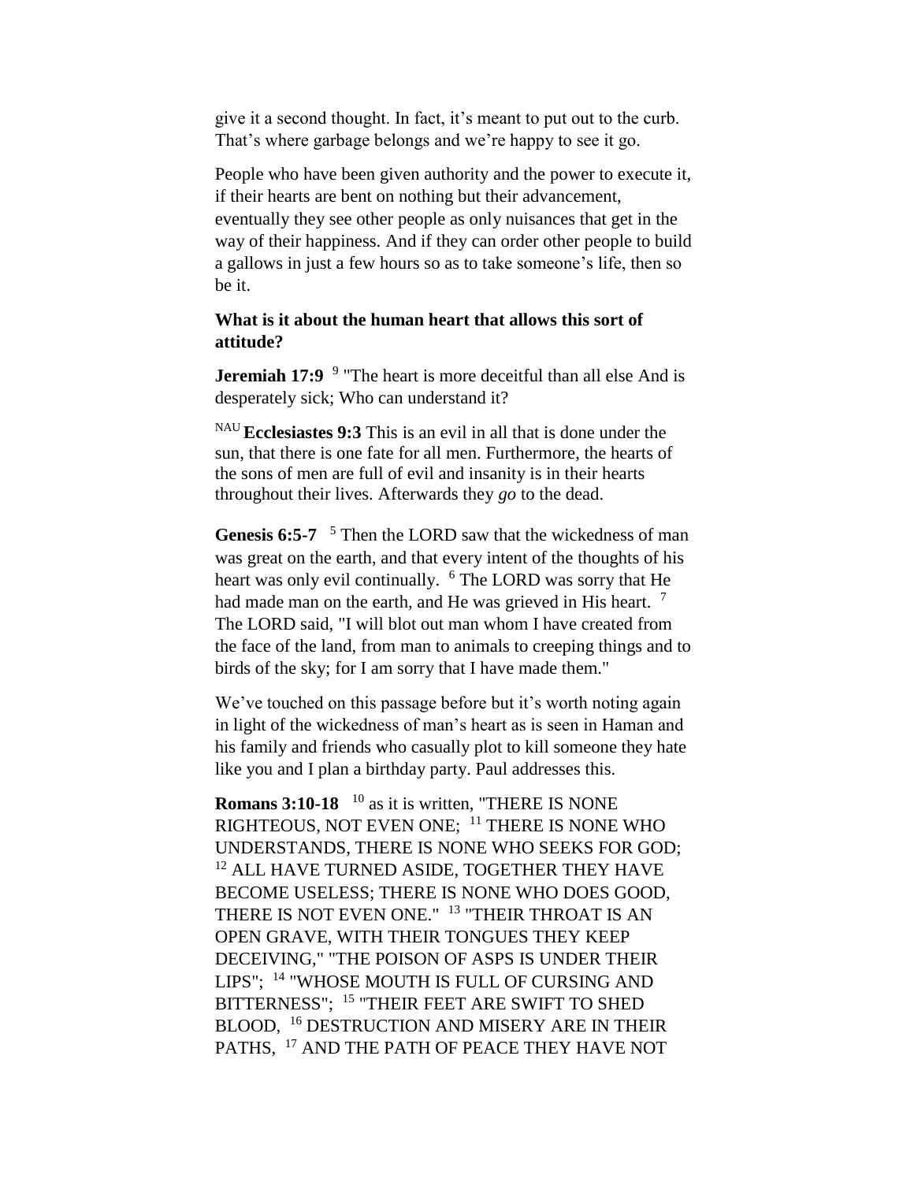give it a second thought. In fact, it's meant to put out to the curb. That's where garbage belongs and we're happy to see it go.

People who have been given authority and the power to execute it, if their hearts are bent on nothing but their advancement, eventually they see other people as only nuisances that get in the way of their happiness. And if they can order other people to build a gallows in just a few hours so as to take someone's life, then so be it.

**What is it about the human heart that allows this sort of attitude?**

**Jeremiah 17:9** [9] "The heart is more deceitful than all else And is desperately sick; Who can understand it?

[NAU] **Ecclesiastes 9:3** This is an evil in all that is done under the sun, that there is one fate for all men. Furthermore, the hearts of the sons of men are full of evil and insanity is in their hearts throughout their lives. Afterwards they *go* to the dead.

**Genesis 6:5-7** [5] Then the LORD saw that the wickedness of man was great on the earth, and that every intent of the thoughts of his heart was only evil continually. [6] The LORD was sorry that He had made man on the earth, and He was grieved in His heart. [7] The LORD said, "I will blot out man whom I have created from the face of the land, from man to animals to creeping things and to birds of the sky; for I am sorry that I have made them."

We've touched on this passage before but it's worth noting again in light of the wickedness of man's heart as is seen in Haman and his family and friends who casually plot to kill someone they hate like you and I plan a birthday party. Paul addresses this.

**Romans 3:10-18** [10] as it is written, "THERE IS NONE RIGHTEOUS, NOT EVEN ONE; [11] THERE IS NONE WHO UNDERSTANDS, THERE IS NONE WHO SEEKS FOR GOD; [12] ALL HAVE TURNED ASIDE, TOGETHER THEY HAVE BECOME USELESS; THERE IS NONE WHO DOES GOOD, THERE IS NOT EVEN ONE." [13] "THEIR THROAT IS AN OPEN GRAVE, WITH THEIR TONGUES THEY KEEP DECEIVING," "THE POISON OF ASPS IS UNDER THEIR LIPS"; [14] "WHOSE MOUTH IS FULL OF CURSING AND BITTERNESS"; [15] "THEIR FEET ARE SWIFT TO SHED BLOOD, [16] DESTRUCTION AND MISERY ARE IN THEIR PATHS, [17] AND THE PATH OF PEACE THEY HAVE NOT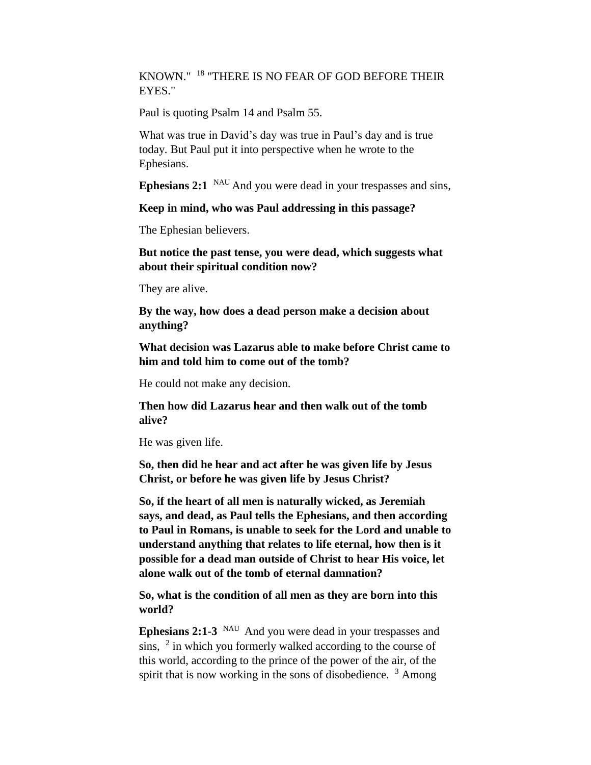KNOWN." [18] "THERE IS NO FEAR OF GOD BEFORE THEIR EYES."

Paul is quoting Psalm 14 and Psalm 55.

What was true in David's day was true in Paul's day and is true today. But Paul put it into perspective when he wrote to the Ephesians.

**Ephesians 2:1** [NAU] And you were dead in your trespasses and sins,

**Keep in mind, who was Paul addressing in this passage?**

The Ephesian believers.

**But notice the past tense, you were dead, which suggests what about their spiritual condition now?**

They are alive.

**By the way, how does a dead person make a decision about anything?**

**What decision was Lazarus able to make before Christ came to him and told him to come out of the tomb?**

He could not make any decision.

**Then how did Lazarus hear and then walk out of the tomb alive?**

He was given life.

**So, then did he hear and act after he was given life by Jesus Christ, or before he was given life by Jesus Christ?**

**So, if the heart of all men is naturally wicked, as Jeremiah says, and dead, as Paul tells the Ephesians, and then according to Paul in Romans, is unable to seek for the Lord and unable to understand anything that relates to life eternal, how then is it possible for a dead man outside of Christ to hear His voice, let alone walk out of the tomb of eternal damnation?**

**So, what is the condition of all men as they are born into this world?**

**Ephesians 2:1-3** [NAU] And you were dead in your trespasses and sins, [2] in which you formerly walked according to the course of this world, according to the prince of the power of the air, of the spirit that is now working in the sons of disobedience. [3] Among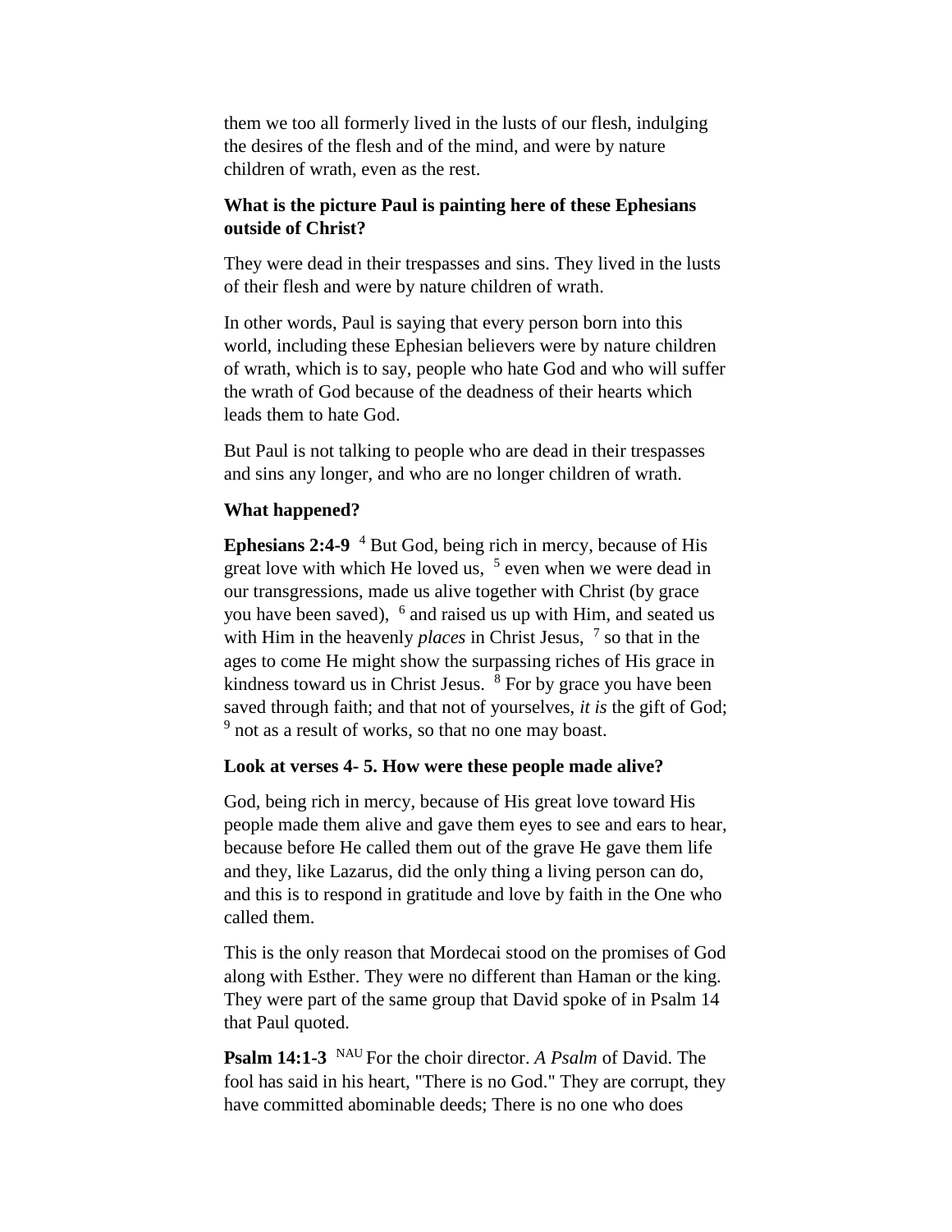them we too all formerly lived in the lusts of our flesh, indulging the desires of the flesh and of the mind, and were by nature children of wrath, even as the rest.

**What is the picture Paul is painting here of these Ephesians outside of Christ?**

They were dead in their trespasses and sins. They lived in the lusts of their flesh and were by nature children of wrath.

In other words, Paul is saying that every person born into this world, including these Ephesian believers were by nature children of wrath, which is to say, people who hate God and who will suffer the wrath of God because of the deadness of their hearts which leads them to hate God.

But Paul is not talking to people who are dead in their trespasses and sins any longer, and who are no longer children of wrath.

**What happened?**

**Ephesians 2:4-9** [4] But God, being rich in mercy, because of His great love with which He loved us, [5] even when we were dead in our transgressions, made us alive together with Christ (by grace you have been saved), [6] and raised us up with Him, and seated us with Him in the heavenly *places* in Christ Jesus, [7] so that in the ages to come He might show the surpassing riches of His grace in kindness toward us in Christ Jesus. [8] For by grace you have been saved through faith; and that not of yourselves, *it is* the gift of God; [9] not as a result of works, so that no one may boast.

**Look at verses 4- 5. How were these people made alive?**

God, being rich in mercy, because of His great love toward His people made them alive and gave them eyes to see and ears to hear, because before He called them out of the grave He gave them life and they, like Lazarus, did the only thing a living person can do, and this is to respond in gratitude and love by faith in the One who called them.

This is the only reason that Mordecai stood on the promises of God along with Esther. They were no different than Haman or the king. They were part of the same group that David spoke of in Psalm 14 that Paul quoted.

**Psalm 14:1-3** [NAU] For the choir director. *A Psalm* of David. The fool has said in his heart, "There is no God." They are corrupt, they have committed abominable deeds; There is no one who does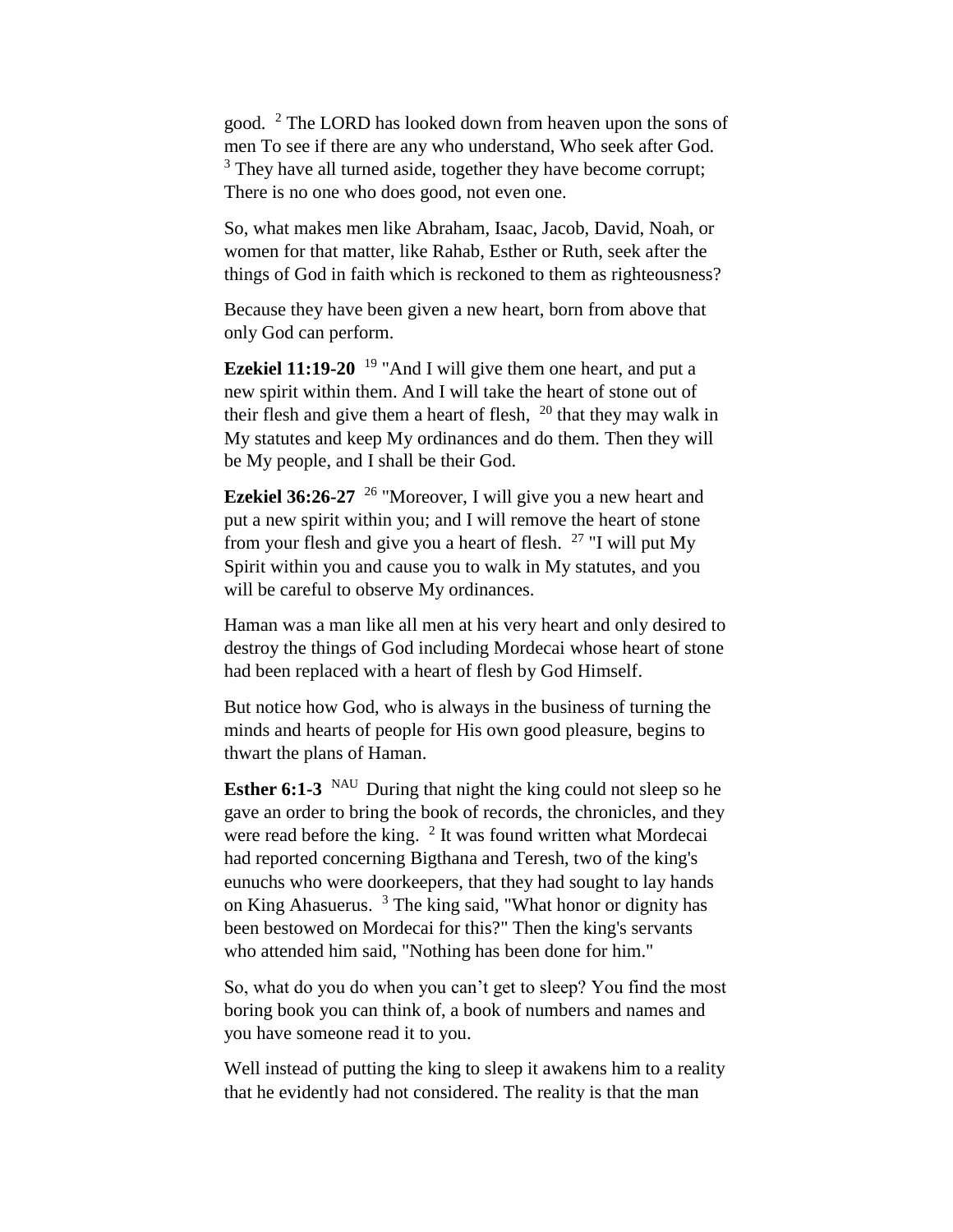good. [2] The LORD has looked down from heaven upon the sons of men To see if there are any who understand, Who seek after God. [3] They have all turned aside, together they have become corrupt; There is no one who does good, not even one.

So, what makes men like Abraham, Isaac, Jacob, David, Noah, or women for that matter, like Rahab, Esther or Ruth, seek after the things of God in faith which is reckoned to them as righteousness?

Because they have been given a new heart, born from above that only God can perform.

**Ezekiel 11:19-20** [19] "And I will give them one heart, and put a new spirit within them. And I will take the heart of stone out of their flesh and give them a heart of flesh, [20] that they may walk in My statutes and keep My ordinances and do them. Then they will be My people, and I shall be their God.

**Ezekiel 36:26-27** [26] "Moreover, I will give you a new heart and put a new spirit within you; and I will remove the heart of stone from your flesh and give you a heart of flesh. [27] "I will put My Spirit within you and cause you to walk in My statutes, and you will be careful to observe My ordinances.

Haman was a man like all men at his very heart and only desired to destroy the things of God including Mordecai whose heart of stone had been replaced with a heart of flesh by God Himself.

But notice how God, who is always in the business of turning the minds and hearts of people for His own good pleasure, begins to thwart the plans of Haman.

**Esther 6:1-3** [NAU] During that night the king could not sleep so he gave an order to bring the book of records, the chronicles, and they were read before the king. [2] It was found written what Mordecai had reported concerning Bigthana and Teresh, two of the king's eunuchs who were doorkeepers, that they had sought to lay hands on King Ahasuerus. [3] The king said, "What honor or dignity has been bestowed on Mordecai for this?" Then the king's servants who attended him said, "Nothing has been done for him."

So, what do you do when you can't get to sleep? You find the most boring book you can think of, a book of numbers and names and you have someone read it to you.

Well instead of putting the king to sleep it awakens him to a reality that he evidently had not considered. The reality is that the man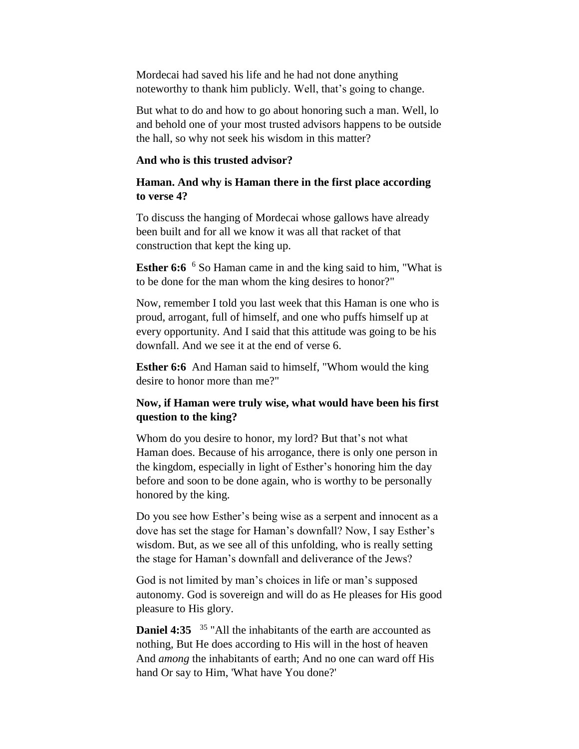Mordecai had saved his life and he had not done anything noteworthy to thank him publicly. Well, that's going to change.

But what to do and how to go about honoring such a man. Well, lo and behold one of your most trusted advisors happens to be outside the hall, so why not seek his wisdom in this matter?

**And who is this trusted advisor?**

**Haman. And why is Haman there in the first place according to verse 4?**

To discuss the hanging of Mordecai whose gallows have already been built and for all we know it was all that racket of that construction that kept the king up.

**Esther 6:6** [6] So Haman came in and the king said to him, "What is to be done for the man whom the king desires to honor?"

Now, remember I told you last week that this Haman is one who is proud, arrogant, full of himself, and one who puffs himself up at every opportunity. And I said that this attitude was going to be his downfall. And we see it at the end of verse 6.

**Esther 6:6** And Haman said to himself, "Whom would the king desire to honor more than me?"

**Now, if Haman were truly wise, what would have been his first question to the king?**

Whom do you desire to honor, my lord? But that's not what Haman does. Because of his arrogance, there is only one person in the kingdom, especially in light of Esther's honoring him the day before and soon to be done again, who is worthy to be personally honored by the king.

Do you see how Esther's being wise as a serpent and innocent as a dove has set the stage for Haman's downfall? Now, I say Esther's wisdom. But, as we see all of this unfolding, who is really setting the stage for Haman's downfall and deliverance of the Jews?

God is not limited by man's choices in life or man's supposed autonomy. God is sovereign and will do as He pleases for His good pleasure to His glory.

**Daniel 4:35** [35] "All the inhabitants of the earth are accounted as nothing, But He does according to His will in the host of heaven And *among* the inhabitants of earth; And no one can ward off His hand Or say to Him, 'What have You done?'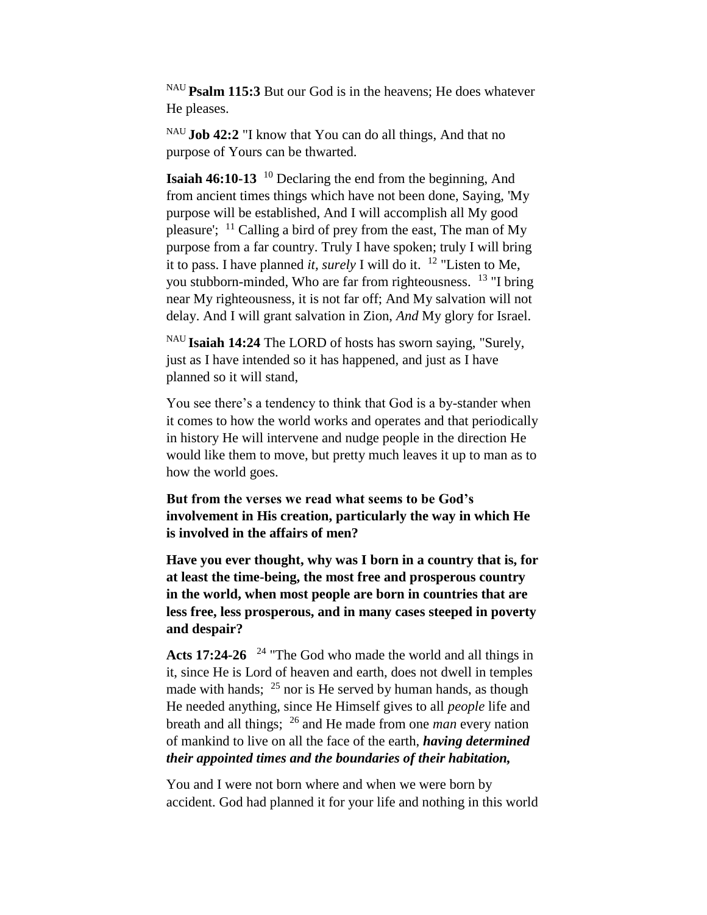NAU **Psalm 115:3** But our God is in the heavens; He does whatever He pleases.

NAU **Job 42:2** "I know that You can do all things, And that no purpose of Yours can be thwarted.

**Isaiah 46:10-13** [10] Declaring the end from the beginning, And from ancient times things which have not been done, Saying, 'My purpose will be established, And I will accomplish all My good pleasure'; [11] Calling a bird of prey from the east, The man of My purpose from a far country. Truly I have spoken; truly I will bring it to pass. I have planned *it, surely* I will do it. [12] "Listen to Me, you stubborn-minded, Who are far from righteousness. [13] "I bring near My righteousness, it is not far off; And My salvation will not delay. And I will grant salvation in Zion, *And* My glory for Israel.

NAU **Isaiah 14:24** The LORD of hosts has sworn saying, "Surely, just as I have intended so it has happened, and just as I have planned so it will stand,

You see there's a tendency to think that God is a by-stander when it comes to how the world works and operates and that periodically in history He will intervene and nudge people in the direction He would like them to move, but pretty much leaves it up to man as to how the world goes.

**But from the verses we read what seems to be God's involvement in His creation, particularly the way in which He is involved in the affairs of men?**

**Have you ever thought, why was I born in a country that is, for at least the time-being, the most free and prosperous country in the world, when most people are born in countries that are less free, less prosperous, and in many cases steeped in poverty and despair?**

**Acts 17:24-26** [24] "The God who made the world and all things in it, since He is Lord of heaven and earth, does not dwell in temples made with hands; [25] nor is He served by human hands, as though He needed anything, since He Himself gives to all *people* life and breath and all things; [26] and He made from one *man* every nation of mankind to live on all the face of the earth, ***having determined their appointed times and the boundaries of their habitation,***

You and I were not born where and when we were born by accident. God had planned it for your life and nothing in this world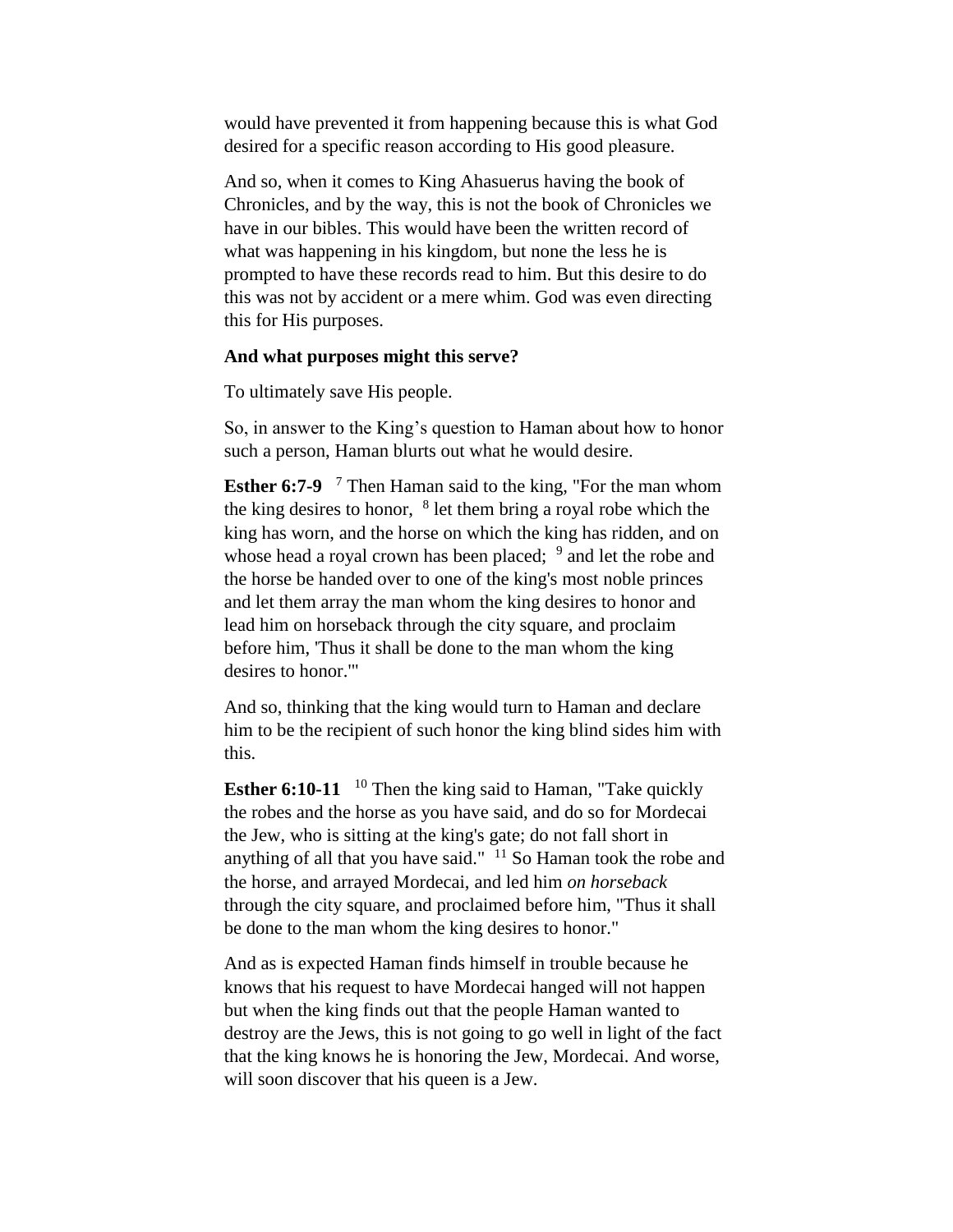would have prevented it from happening because this is what God desired for a specific reason according to His good pleasure.

And so, when it comes to King Ahasuerus having the book of Chronicles, and by the way, this is not the book of Chronicles we have in our bibles. This would have been the written record of what was happening in his kingdom, but none the less he is prompted to have these records read to him. But this desire to do this was not by accident or a mere whim. God was even directing this for His purposes.

**And what purposes might this serve?**

To ultimately save His people.

So, in answer to the King's question to Haman about how to honor such a person, Haman blurts out what he would desire.

**Esther 6:7-9** [7] Then Haman said to the king, "For the man whom the king desires to honor, [8] let them bring a royal robe which the king has worn, and the horse on which the king has ridden, and on whose head a royal crown has been placed; [9] and let the robe and the horse be handed over to one of the king's most noble princes and let them array the man whom the king desires to honor and lead him on horseback through the city square, and proclaim before him, 'Thus it shall be done to the man whom the king desires to honor.'"

And so, thinking that the king would turn to Haman and declare him to be the recipient of such honor the king blind sides him with this.

**Esther 6:10-11** [10] Then the king said to Haman, "Take quickly the robes and the horse as you have said, and do so for Mordecai the Jew, who is sitting at the king's gate; do not fall short in anything of all that you have said." [11] So Haman took the robe and the horse, and arrayed Mordecai, and led him *on horseback* through the city square, and proclaimed before him, "Thus it shall be done to the man whom the king desires to honor."

And as is expected Haman finds himself in trouble because he knows that his request to have Mordecai hanged will not happen but when the king finds out that the people Haman wanted to destroy are the Jews, this is not going to go well in light of the fact that the king knows he is honoring the Jew, Mordecai. And worse, will soon discover that his queen is a Jew.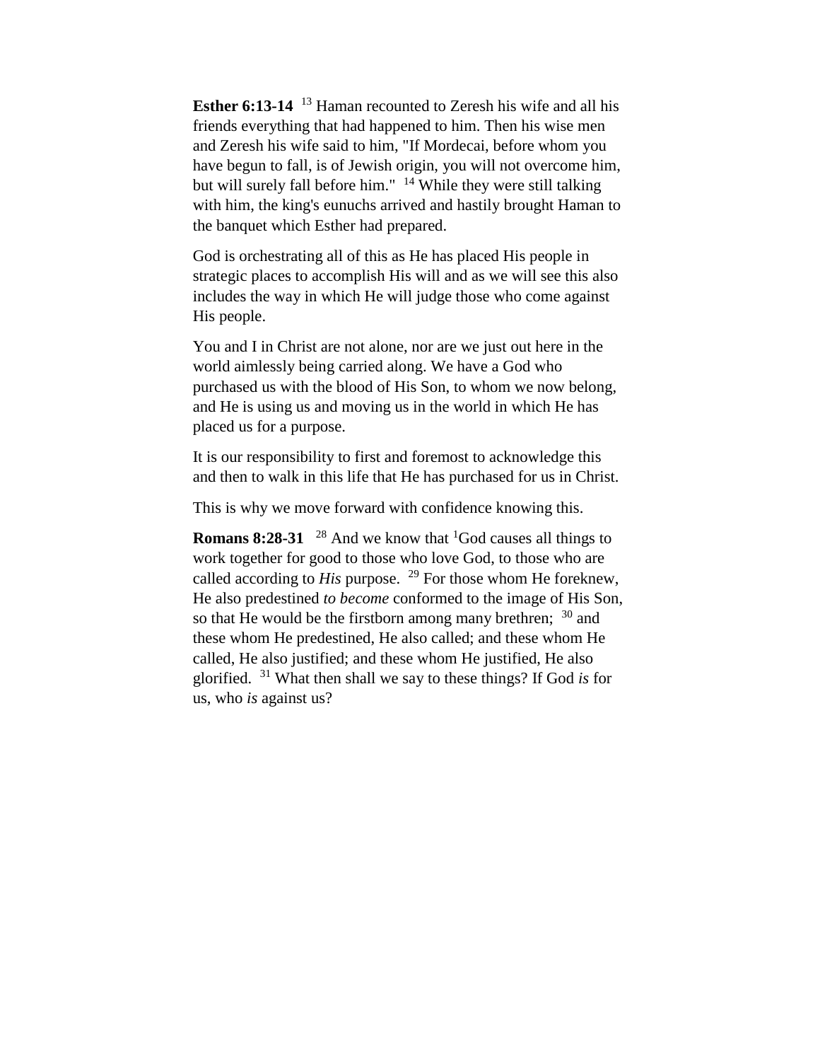**Esther 6:13-14** [13] Haman recounted to Zeresh his wife and all his friends everything that had happened to him. Then his wise men and Zeresh his wife said to him, "If Mordecai, before whom you have begun to fall, is of Jewish origin, you will not overcome him, but will surely fall before him." [14] While they were still talking with him, the king's eunuchs arrived and hastily brought Haman to the banquet which Esther had prepared.

God is orchestrating all of this as He has placed His people in strategic places to accomplish His will and as we will see this also includes the way in which He will judge those who come against His people.

You and I in Christ are not alone, nor are we just out here in the world aimlessly being carried along. We have a God who purchased us with the blood of His Son, to whom we now belong, and He is using us and moving us in the world in which He has placed us for a purpose.

It is our responsibility to first and foremost to acknowledge this and then to walk in this life that He has purchased for us in Christ.

This is why we move forward with confidence knowing this.

**Romans 8:28-31** [28] And we know that [1]God causes all things to work together for good to those who love God, to those who are called according to *His* purpose. [29] For those whom He foreknew, He also predestined *to become* conformed to the image of His Son, so that He would be the firstborn among many brethren; [30] and these whom He predestined, He also called; and these whom He called, He also justified; and these whom He justified, He also glorified. [31] What then shall we say to these things? If God *is* for us, who *is* against us?